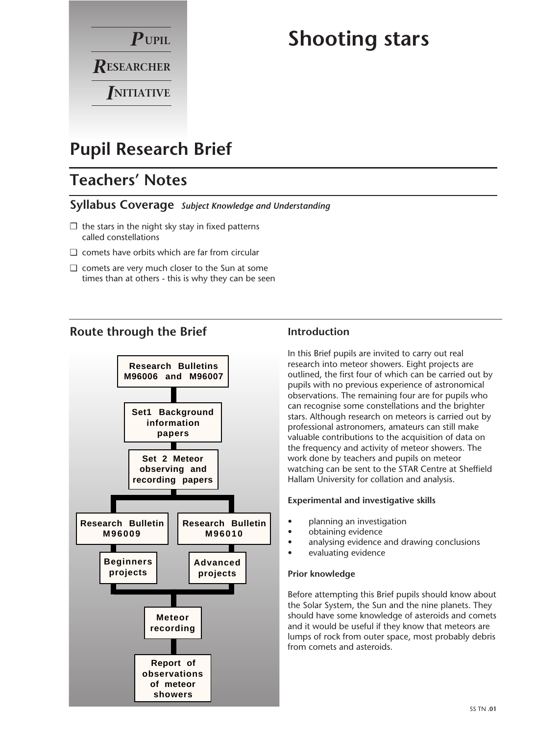**P**UPIL
**R**ESEARCHER
**I**NITIATIVE

# Shooting stars

## Pupil Research Brief

## Teachers' Notes

### Syllabus Coverage *Subject Knowledge and Understanding*

- ❑ the stars in the night sky stay in fixed patterns called constellations
- ❑ comets have orbits which are far from circular
- ❑ comets are very much closer to the Sun at some times than at others - this is why they can be seen

### Route through the Brief

Research Bulletins M96006 and M96007

↓

Set1 Background information papers

↓

Set 2 Meteor observing and recording papers

↓

Research Bulletin M96009 → Beginners projects

Research Bulletin M96010 → Advanced projects

↓

Meteor recording

↓

Report of observations of meteor showers

### Introduction

In this Brief pupils are invited to carry out real research into meteor showers. Eight projects are outlined, the first four of which can be carried out by pupils with no previous experience of astronomical observations. The remaining four are for pupils who can recognise some constellations and the brighter stars. Although research on meteors is carried out by professional astronomers, amateurs can still make valuable contributions to the acquisition of data on the frequency and activity of meteor showers. The work done by teachers and pupils on meteor watching can be sent to the STAR Centre at Sheffield Hallam University for collation and analysis.

**Experimental and investigative skills**

- planning an investigation
- obtaining evidence
- analysing evidence and drawing conclusions
- evaluating evidence

**Prior knowledge**

Before attempting this Brief pupils should know about the Solar System, the Sun and the nine planets. They should have some knowledge of asteroids and comets and it would be useful if they know that meteors are lumps of rock from outer space, most probably debris from comets and asteroids.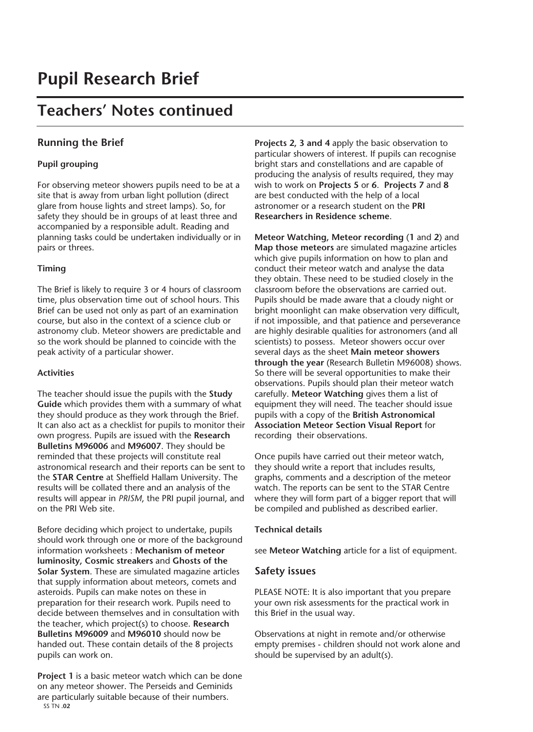# Pupil Research Brief

## Teachers' Notes continued

### Running the Brief

**Pupil grouping**

For observing meteor showers pupils need to be at a site that is away from urban light pollution (direct glare from house lights and street lamps). So, for safety they should be in groups of at least three and accompanied by a responsible adult. Reading and planning tasks could be undertaken individually or in pairs or threes.

**Timing**

The Brief is likely to require 3 or 4 hours of classroom time, plus observation time out of school hours. This Brief can be used not only as part of an examination course, but also in the context of a science club or astronomy club. Meteor showers are predictable and so the work should be planned to coincide with the peak activity of a particular shower.

**Activities**

The teacher should issue the pupils with the **Study Guide** which provides them with a summary of what they should produce as they work through the Brief. It can also act as a checklist for pupils to monitor their own progress. Pupils are issued with the **Research Bulletins M96006** and **M96007**. They should be reminded that these projects will constitute real astronomical research and their reports can be sent to the **STAR Centre** at Sheffield Hallam University. The results will be collated there and an analysis of the results will appear in *PRISM*, the PRI pupil journal, and on the PRI Web site.

Before deciding which project to undertake, pupils should work through one or more of the background information worksheets : **Mechanism of meteor luminosity, Cosmic streakers** and **Ghosts of the Solar System**. These are simulated magazine articles that supply information about meteors, comets and asteroids. Pupils can make notes on these in preparation for their research work. Pupils need to decide between themselves and in consultation with the teacher, which project(s) to choose. **Research Bulletins M96009** and **M96010** should now be handed out. These contain details of the 8 projects pupils can work on.

**Project 1** is a basic meteor watch which can be done on any meteor shower. The Perseids and Geminids are particularly suitable because of their numbers. **Projects 2, 3 and 4** apply the basic observation to particular showers of interest. If pupils can recognise bright stars and constellations and are capable of producing the analysis of results required, they may wish to work on **Projects 5** or **6**. **Projects 7** and **8** are best conducted with the help of a local astronomer or a research student on the **PRI Researchers in Residence scheme**.

**Meteor Watching, Meteor recording** (**1** and **2**) and **Map those meteors** are simulated magazine articles which give pupils information on how to plan and conduct their meteor watch and analyse the data they obtain. These need to be studied closely in the classroom before the observations are carried out. Pupils should be made aware that a cloudy night or bright moonlight can make observation very difficult, if not impossible, and that patience and perseverance are highly desirable qualities for astronomers (and all scientists) to possess. Meteor showers occur over several days as the sheet **Main meteor showers through the year** (Research Bulletin M96008) shows. So there will be several opportunities to make their observations. Pupils should plan their meteor watch carefully. **Meteor Watching** gives them a list of equipment they will need. The teacher should issue pupils with a copy of the **British Astronomical Association Meteor Section Visual Report** for recording their observations.

Once pupils have carried out their meteor watch, they should write a report that includes results, graphs, comments and a description of the meteor watch. The reports can be sent to the STAR Centre where they will form part of a bigger report that will be compiled and published as described earlier.

**Technical details**

see **Meteor Watching** article for a list of equipment.

### Safety issues

PLEASE NOTE: It is also important that you prepare your own risk assessments for the practical work in this Brief in the usual way.

Observations at night in remote and/or otherwise empty premises - children should not work alone and should be supervised by an adult(s).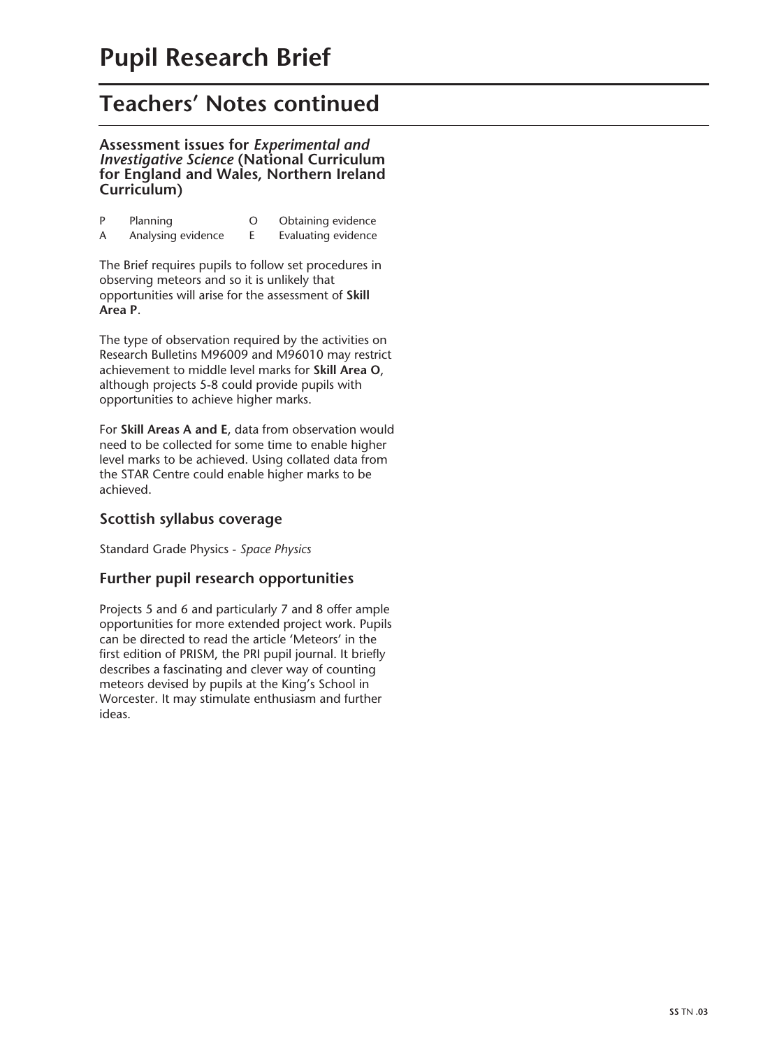# Pupil Research Brief

## Teachers' Notes continued

### Assessment issues for *Experimental and Investigative Science* (National Curriculum for England and Wales, Northern Ireland Curriculum)

| | | | |
|---|---|---|---|
| P | Planning | O | Obtaining evidence |
| A | Analysing evidence | E | Evaluating evidence |

The Brief requires pupils to follow set procedures in observing meteors and so it is unlikely that opportunities will arise for the assessment of **Skill Area P**.

The type of observation required by the activities on Research Bulletins M96009 and M96010 may restrict achievement to middle level marks for **Skill Area O**, although projects 5-8 could provide pupils with opportunities to achieve higher marks.

For **Skill Areas A and E**, data from observation would need to be collected for some time to enable higher level marks to be achieved. Using collated data from the STAR Centre could enable higher marks to be achieved.

### Scottish syllabus coverage

Standard Grade Physics - *Space Physics*

### Further pupil research opportunities

Projects 5 and 6 and particularly 7 and 8 offer ample opportunities for more extended project work. Pupils can be directed to read the article 'Meteors' in the first edition of PRISM, the PRI pupil journal. It briefly describes a fascinating and clever way of counting meteors devised by pupils at the King's School in Worcester. It may stimulate enthusiasm and further ideas.